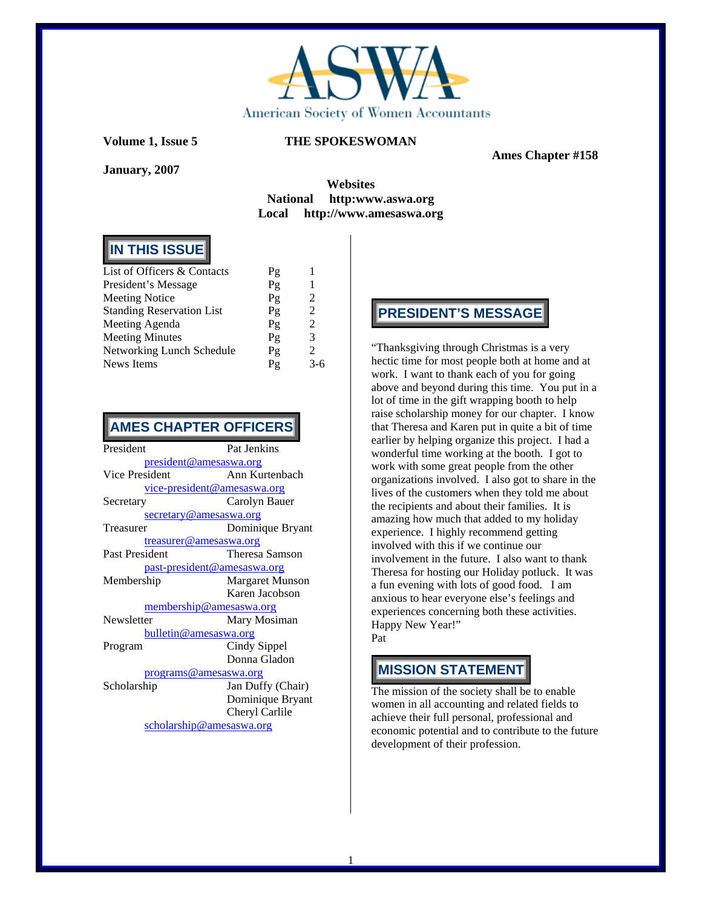ASWA

American Society of Women Accountants

**Volume 1, Issue 5** **THE SPOKESWOMAN**

**Ames Chapter #158**

**January, 2007**

**Websites**

**National** **http:www.aswa.org**

**Local** **http://www.amesaswa.org**

## IN THIS ISSUE

| | | |
|---|---|---|
| List of Officers & Contacts | Pg | 1 |
| President's Message | Pg | 1 |
| Meeting Notice | Pg | 2 |
| Standing Reservation List | Pg | 2 |
| Meeting Agenda | Pg | 2 |
| Meeting Minutes | Pg | 3 |
| Networking Lunch Schedule | Pg | 2 |
| News Items | Pg | 3-6 |

## AMES CHAPTER OFFICERS

| | |
|---|---|
| President | Pat Jenkins |
| president@amesaswa.org | |
| Vice President | Ann Kurtenbach |
| vice-president@amesaswa.org | |
| Secretary | Carolyn Bauer |
| secretary@amesaswa.org | |
| Treasurer | Dominique Bryant |
| treasurer@amesaswa.org | |
| Past President | Theresa Samson |
| past-president@amesaswa.org | |
| Membership | Margaret Munson<br>Karen Jacobson |
| membership@amesaswa.org | |
| Newsletter | Mary Mosiman |
| bulletin@amesaswa.org | |
| Program | Cindy Sippel<br>Donna Gladon |
| programs@amesaswa.org | |
| Scholarship | Jan Duffy (Chair)<br>Dominique Bryant<br>Cheryl Carlile |
| scholarship@amesaswa.org | |

## PRESIDENT'S MESSAGE

"Thanksgiving through Christmas is a very hectic time for most people both at home and at work. I want to thank each of you for going above and beyond during this time. You put in a lot of time in the gift wrapping booth to help raise scholarship money for our chapter. I know that Theresa and Karen put in quite a bit of time earlier by helping organize this project. I had a wonderful time working at the booth. I got to work with some great people from the other organizations involved. I also got to share in the lives of the customers when they told me about the recipients and about their families. It is amazing how much that added to my holiday experience. I highly recommend getting involved with this if we continue our involvement in the future. I also want to thank Theresa for hosting our Holiday potluck. It was a fun evening with lots of good food. I am anxious to hear everyone else's feelings and experiences concerning both these activities. Happy New Year!"

Pat

## MISSION STATEMENT

The mission of the society shall be to enable women in all accounting and related fields to achieve their full personal, professional and economic potential and to contribute to the future development of their profession.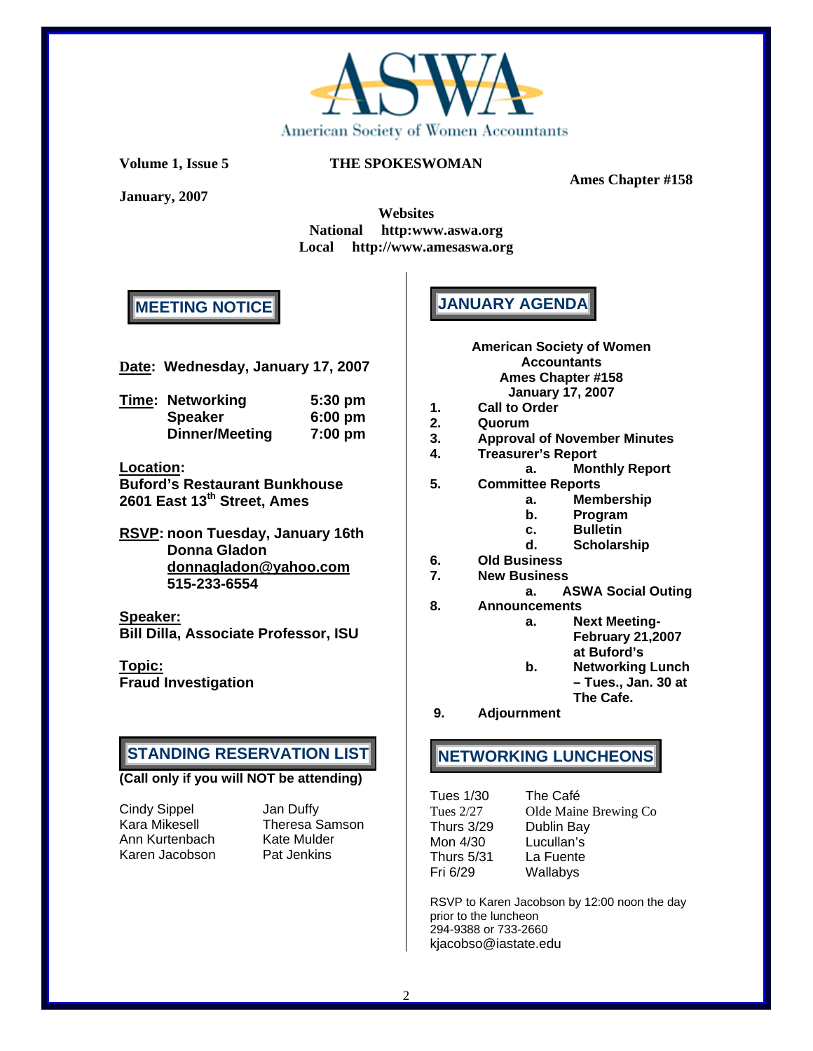# ASWA

American Society of Women Accountants

**Volume 1, Issue 5** **THE SPOKESWOMAN**

**Ames Chapter #158**

**January, 2007**

**Websites**
**National http:www.aswa.org**
**Local http://www.amesaswa.org**

## MEETING NOTICE

**Date: Wednesday, January 17, 2007**

| **Time:** | | |
|---|---|---|
| | **Networking** | **5:30 pm** |
| | **Speaker** | **6:00 pm** |
| | **Dinner/Meeting** | **7:00 pm** |

**Location:**
**Buford's Restaurant Bunkhouse**
**2601 East 13th Street, Ames**

**RSVP: noon Tuesday, January 16th**
**Donna Gladon**
**donnagladon@yahoo.com**
**515-233-6554**

**Speaker:**
**Bill Dilla, Associate Professor, ISU**

**Topic:**
**Fraud Investigation**

## STANDING RESERVATION LIST

**(Call only if you will NOT be attending)**

| | |
|---|---|
| Cindy Sippel | Jan Duffy |
| Kara Mikesell | Theresa Samson |
| Ann Kurtenbach | Kate Mulder |
| Karen Jacobson | Pat Jenkins |

## JANUARY AGENDA

**American Society of Women Accountants**
**Ames Chapter #158**
**January 17, 2007**

1. **Call to Order**
2. **Quorum**
3. **Approval of November Minutes**
4. **Treasurer's Report**
   a. **Monthly Report**
5. **Committee Reports**
   a. **Membership**
   b. **Program**
   c. **Bulletin**
   d. **Scholarship**
6. **Old Business**
7. **New Business**
   a. **ASWA Social Outing**
8. **Announcements**
   a. **Next Meeting- February 21,2007 at Buford's**
   b. **Networking Lunch – Tues., Jan. 30 at The Cafe.**
9. **Adjournment**

## NETWORKING LUNCHEONS

| | |
|---|---|
| Tues 1/30 | The Café |
| Tues 2/27 | Olde Maine Brewing Co |
| Thurs 3/29 | Dublin Bay |
| Mon 4/30 | Lucullan's |
| Thurs 5/31 | La Fuente |
| Fri 6/29 | Wallabys |

RSVP to Karen Jacobson by 12:00 noon the day prior to the luncheon
294-9388 or 733-2660
kjacobso@iastate.edu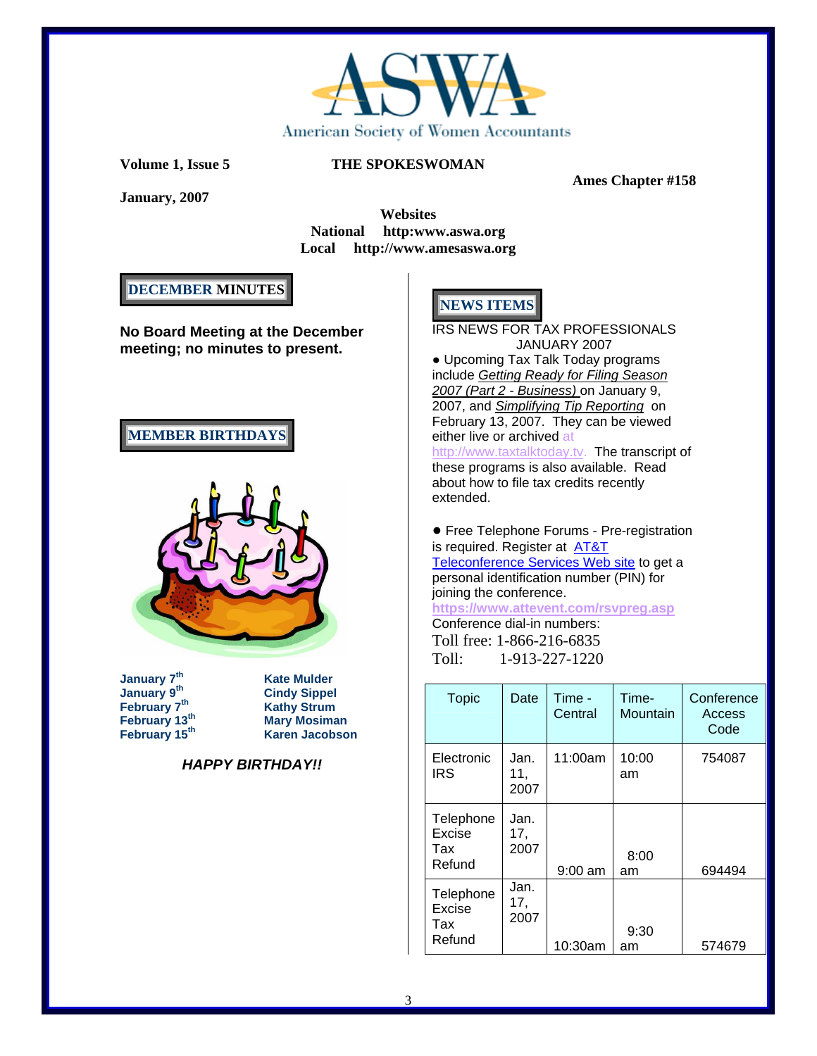American Society of Women Accountants

**Volume 1, Issue 5** **THE SPOKESWOMAN**

**Ames Chapter #158**

**January, 2007**

**Websites**
**National http:www.aswa.org**
**Local http://www.amesaswa.org**

## DECEMBER MINUTES

**No Board Meeting at the December meeting; no minutes to present.**

## MEMBER BIRTHDAYS

| | |
|---|---|
| **January 7th** | **Kate Mulder** |
| **January 9th** | **Cindy Sippel** |
| **February 7th** | **Kathy Strum** |
| **February 13th** | **Mary Mosiman** |
| **February 15th** | **Karen Jacobson** |

***HAPPY BIRTHDAY!!***

## NEWS ITEMS

IRS NEWS FOR TAX PROFESSIONALS
JANUARY 2007

- Upcoming Tax Talk Today programs include *Getting Ready for Filing Season 2007 (Part 2 - Business)* on January 9, 2007, and *Simplifying Tip Reporting* on February 13, 2007. They can be viewed either live or archived at http://www.taxtalktoday.tv. The transcript of these programs is also available. Read about how to file tax credits recently extended.

- Free Telephone Forums - Pre-registration is required. Register at AT&T Teleconference Services Web site to get a personal identification number (PIN) for joining the conference.
**https://www.attevent.com/rsvpreg.asp**
Conference dial-in numbers:
Toll free: 1-866-216-6835
Toll: 1-913-227-1220

| Topic | Date | Time - Central | Time-Mountain | Conference Access Code |
|---|---|---|---|---|
| Electronic IRS | Jan. 11, 2007 | 11:00am | 10:00 am | 754087 |
| Telephone Excise Tax Refund | Jan. 17, 2007 | 9:00 am | 8:00 am | 694494 |
| Telephone Excise Tax Refund | Jan. 17, 2007 | 10:30am | 9:30 am | 574679 |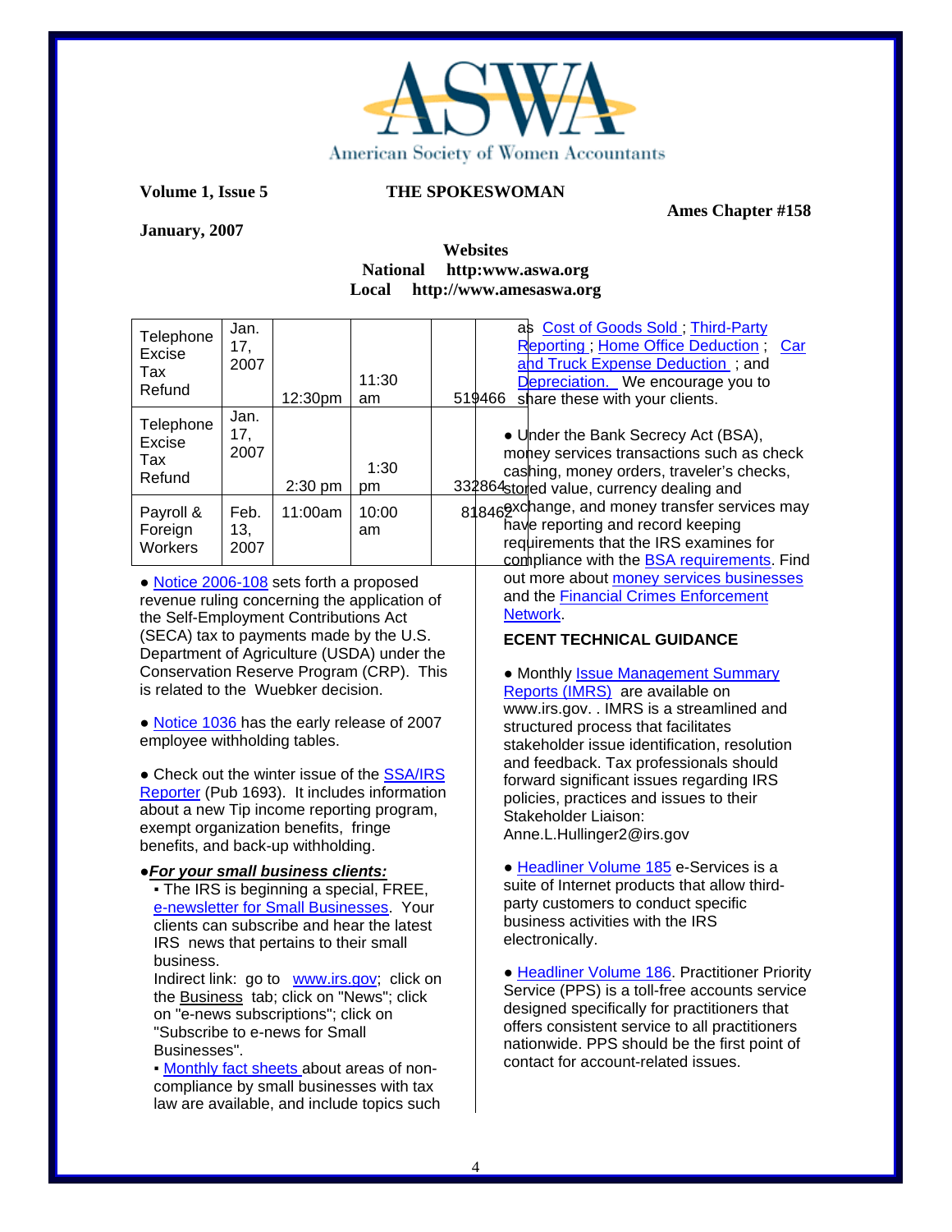American Society of Women Accountants

**Volume 1, Issue 5** **THE SPOKESWOMAN**

**Ames Chapter #158**

**January, 2007**

**Websites**
**National http:www.aswa.org**
**Local http://www.amesaswa.org**

| | | | | |
|---|---|---|---|---|
| Telephone Excise Tax Refund | Jan. 17, 2007 | 12:30pm | 11:30 am | 519466 |
| Telephone Excise Tax Refund | Jan. 17, 2007 | 2:30 pm | 1:30 pm | 332864 |
| Payroll & Foreign Workers | Feb. 13, 2007 | 11:00am | 10:00 am | 818462 |

● Notice 2006-108 sets forth a proposed revenue ruling concerning the application of the Self-Employment Contributions Act (SECA) tax to payments made by the U.S. Department of Agriculture (USDA) under the Conservation Reserve Program (CRP). This is related to the Wuebker decision.

● Notice 1036 has the early release of 2007 employee withholding tables.

● Check out the winter issue of the SSA/IRS Reporter (Pub 1693). It includes information about a new Tip income reporting program, exempt organization benefits, fringe benefits, and back-up withholding.

●***For your small business clients:***

- The IRS is beginning a special, FREE, e-newsletter for Small Businesses. Your clients can subscribe and hear the latest IRS news that pertains to their small business.
  Indirect link: go to www.irs.gov; click on the Business tab; click on "News"; click on "e-news subscriptions"; click on "Subscribe to e-news for Small Businesses".
- Monthly fact sheets about areas of non-compliance by small businesses with tax law are available, and include topics such as Cost of Goods Sold ; Third-Party Reporting ; Home Office Deduction ; Car and Truck Expense Deduction ; and Depreciation. We encourage you to share these with your clients.

● Under the Bank Secrecy Act (BSA), money services transactions such as check cashing, money orders, traveler's checks, stored value, currency dealing and exchange, and money transfer services may have reporting and record keeping requirements that the IRS examines for compliance with the BSA requirements. Find out more about money services businesses and the Financial Crimes Enforcement Network.

**ECENT TECHNICAL GUIDANCE**

● Monthly Issue Management Summary Reports (IMRS) are available on www.irs.gov. . IMRS is a streamlined and structured process that facilitates stakeholder issue identification, resolution and feedback. Tax professionals should forward significant issues regarding IRS policies, practices and issues to their Stakeholder Liaison: Anne.L.Hullinger2@irs.gov

● Headliner Volume 185 e-Services is a suite of Internet products that allow third-party customers to conduct specific business activities with the IRS electronically.

● Headliner Volume 186. Practitioner Priority Service (PPS) is a toll-free accounts service designed specifically for practitioners that offers consistent service to all practitioners nationwide. PPS should be the first point of contact for account-related issues.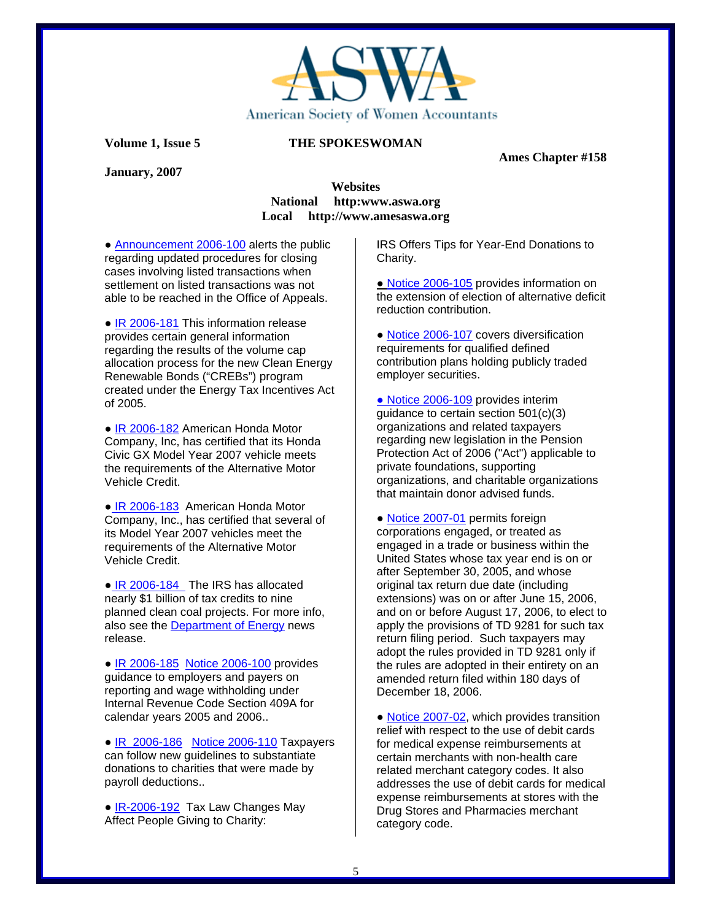American Society of Women Accountants

**Volume 1, Issue 5** **THE SPOKESWOMAN**

**Ames Chapter #158**

**January, 2007**

**Websites**
**National http:www.aswa.org**
**Local http://www.amesaswa.org**

● Announcement 2006-100 alerts the public regarding updated procedures for closing cases involving listed transactions when settlement on listed transactions was not able to be reached in the Office of Appeals.

● IR 2006-181 This information release provides certain general information regarding the results of the volume cap allocation process for the new Clean Energy Renewable Bonds ("CREBs") program created under the Energy Tax Incentives Act of 2005.

● IR 2006-182 American Honda Motor Company, Inc, has certified that its Honda Civic GX Model Year 2007 vehicle meets the requirements of the Alternative Motor Vehicle Credit.

● IR 2006-183 American Honda Motor Company, Inc., has certified that several of its Model Year 2007 vehicles meet the requirements of the Alternative Motor Vehicle Credit.

● IR 2006-184 The IRS has allocated nearly $1 billion of tax credits to nine planned clean coal projects. For more info, also see the Department of Energy news release.

● IR 2006-185 Notice 2006-100 provides guidance to employers and payers on reporting and wage withholding under Internal Revenue Code Section 409A for calendar years 2005 and 2006..

● IR 2006-186 Notice 2006-110 Taxpayers can follow new guidelines to substantiate donations to charities that were made by payroll deductions..

● IR-2006-192 Tax Law Changes May Affect People Giving to Charity: IRS Offers Tips for Year-End Donations to Charity.

● Notice 2006-105 provides information on the extension of election of alternative deficit reduction contribution.

● Notice 2006-107 covers diversification requirements for qualified defined contribution plans holding publicly traded employer securities.

● Notice 2006-109 provides interim guidance to certain section 501(c)(3) organizations and related taxpayers regarding new legislation in the Pension Protection Act of 2006 ("Act") applicable to private foundations, supporting organizations, and charitable organizations that maintain donor advised funds.

● Notice 2007-01 permits foreign corporations engaged, or treated as engaged in a trade or business within the United States whose tax year end is on or after September 30, 2005, and whose original tax return due date (including extensions) was on or after June 15, 2006, and on or before August 17, 2006, to elect to apply the provisions of TD 9281 for such tax return filing period. Such taxpayers may adopt the rules provided in TD 9281 only if the rules are adopted in their entirety on an amended return filed within 180 days of December 18, 2006.

● Notice 2007-02, which provides transition relief with respect to the use of debit cards for medical expense reimbursements at certain merchants with non-health care related merchant category codes. It also addresses the use of debit cards for medical expense reimbursements at stores with the Drug Stores and Pharmacies merchant category code.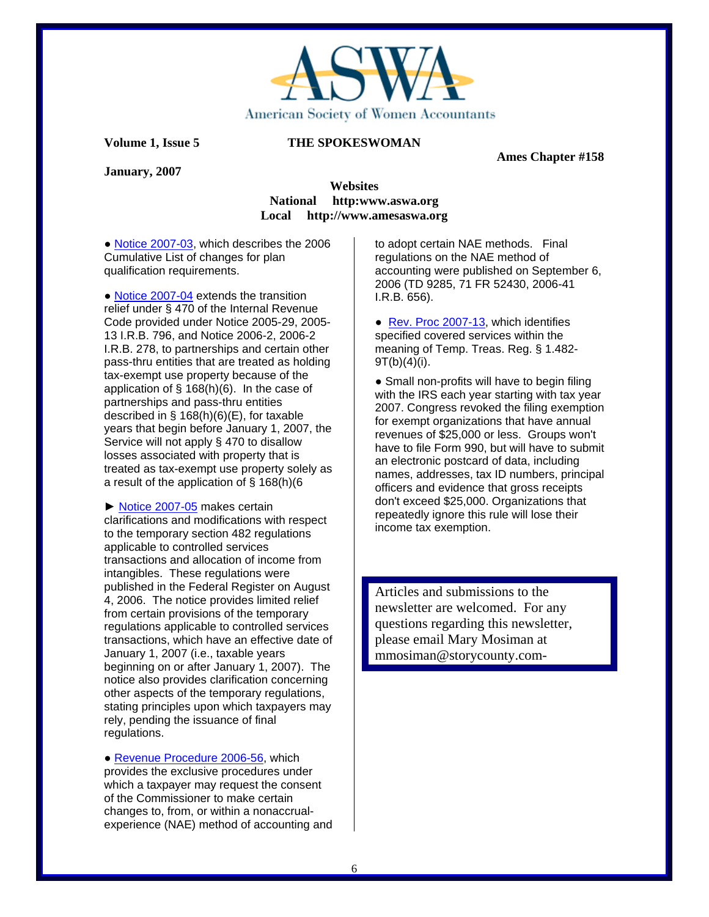American Society of Women Accountants

**Volume 1, Issue 5** **THE SPOKESWOMAN**

**Ames Chapter #158**

**January, 2007**

**Websites**
**National http:www.aswa.org**
**Local http://www.amesaswa.org**

● Notice 2007-03, which describes the 2006 Cumulative List of changes for plan qualification requirements.

● Notice 2007-04 extends the transition relief under § 470 of the Internal Revenue Code provided under Notice 2005-29, 2005-13 I.R.B. 796, and Notice 2006-2, 2006-2 I.R.B. 278, to partnerships and certain other pass-thru entities that are treated as holding tax-exempt use property because of the application of § 168(h)(6). In the case of partnerships and pass-thru entities described in § 168(h)(6)(E), for taxable years that begin before January 1, 2007, the Service will not apply § 470 to disallow losses associated with property that is treated as tax-exempt use property solely as a result of the application of § 168(h)(6

► Notice 2007-05 makes certain clarifications and modifications with respect to the temporary section 482 regulations applicable to controlled services transactions and allocation of income from intangibles. These regulations were published in the Federal Register on August 4, 2006. The notice provides limited relief from certain provisions of the temporary regulations applicable to controlled services transactions, which have an effective date of January 1, 2007 (i.e., taxable years beginning on or after January 1, 2007). The notice also provides clarification concerning other aspects of the temporary regulations, stating principles upon which taxpayers may rely, pending the issuance of final regulations.

● Revenue Procedure 2006-56, which provides the exclusive procedures under which a taxpayer may request the consent of the Commissioner to make certain changes to, from, or within a nonaccrual-experience (NAE) method of accounting and to adopt certain NAE methods. Final regulations on the NAE method of accounting were published on September 6, 2006 (TD 9285, 71 FR 52430, 2006-41 I.R.B. 656).

● Rev. Proc 2007-13, which identifies specified covered services within the meaning of Temp. Treas. Reg. § 1.482-9T(b)(4)(i).

● Small non-profits will have to begin filing with the IRS each year starting with tax year 2007. Congress revoked the filing exemption for exempt organizations that have annual revenues of $25,000 or less. Groups won't have to file Form 990, but will have to submit an electronic postcard of data, including names, addresses, tax ID numbers, principal officers and evidence that gross receipts don't exceed $25,000. Organizations that repeatedly ignore this rule will lose their income tax exemption.

Articles and submissions to the newsletter are welcomed. For any questions regarding this newsletter, please email Mary Mosiman at mmosiman@storycounty.com-